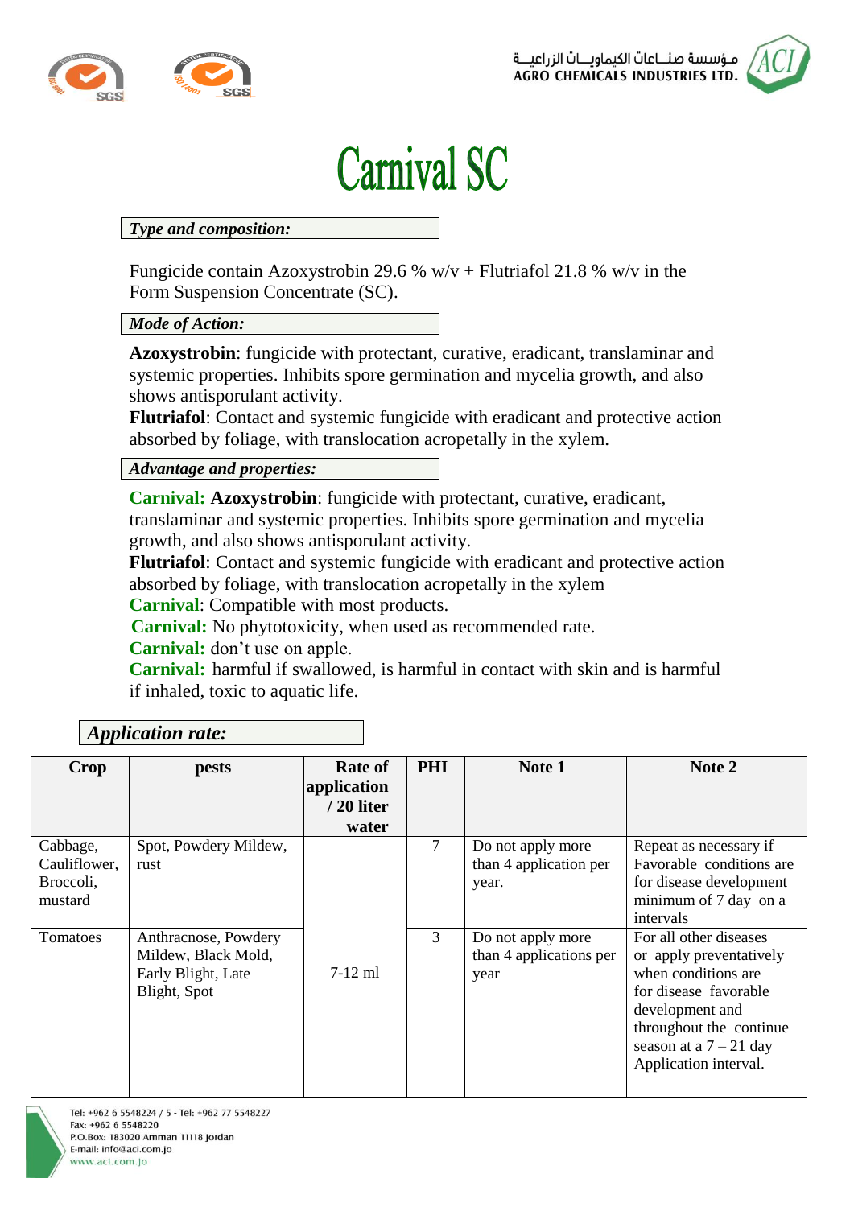مـؤسسة صنــاعات الكيماويــات الزراعيــة
AGRO CHEMICALS INDUSTRIES LTD.

# Carnival SC

***Type and composition:***

Fungicide contain Azoxystrobin 29.6 % w/v + Flutriafol 21.8 % w/v in the Form Suspension Concentrate (SC).

***Mode of Action:***

**Azoxystrobin**: fungicide with protectant, curative, eradicant, translaminar and systemic properties. Inhibits spore germination and mycelia growth, and also shows antisporulant activity.
**Flutriafol**: Contact and systemic fungicide with eradicant and protective action absorbed by foliage, with translocation acropetally in the xylem.

***Advantage and properties:***

**Carnival:** **Azoxystrobin**: fungicide with protectant, curative, eradicant, translaminar and systemic properties. Inhibits spore germination and mycelia growth, and also shows antisporulant activity.
**Flutriafol**: Contact and systemic fungicide with eradicant and protective action absorbed by foliage, with translocation acropetally in the xylem
**Carnival**: Compatible with most products.
**Carnival:** No phytotoxicity, when used as recommended rate.
**Carnival:** don't use on apple.
**Carnival:** harmful if swallowed, is harmful in contact with skin and is harmful if inhaled, toxic to aquatic life.

***Application rate:***

| Crop | pests | Rate of application / 20 liter water | PHI | Note 1 | Note 2 |
|---|---|---|---|---|---|
| Cabbage, Cauliflower, Broccoli, mustard | Spot, Powdery Mildew, rust | 7-12 ml | 7 | Do not apply more than 4 application per year. | Repeat as necessary if Favorable conditions are for disease development minimum of 7 day on a intervals |
| Tomatoes | Anthracnose, Powdery Mildew, Black Mold, Early Blight, Late Blight, Spot | | 3 | Do not apply more than 4 applications per year | For all other diseases or apply preventatively when conditions are for disease favorable development and throughout the continue season at a 7 – 21 day Application interval. |

Tel: +962 6 5548224 / 5 - Tel: +962 77 5548227
Fax: +962 6 5548220
P.O.Box: 183020 Amman 11118 Jordan
E-mail: info@aci.com.jo
www.aci.com.jo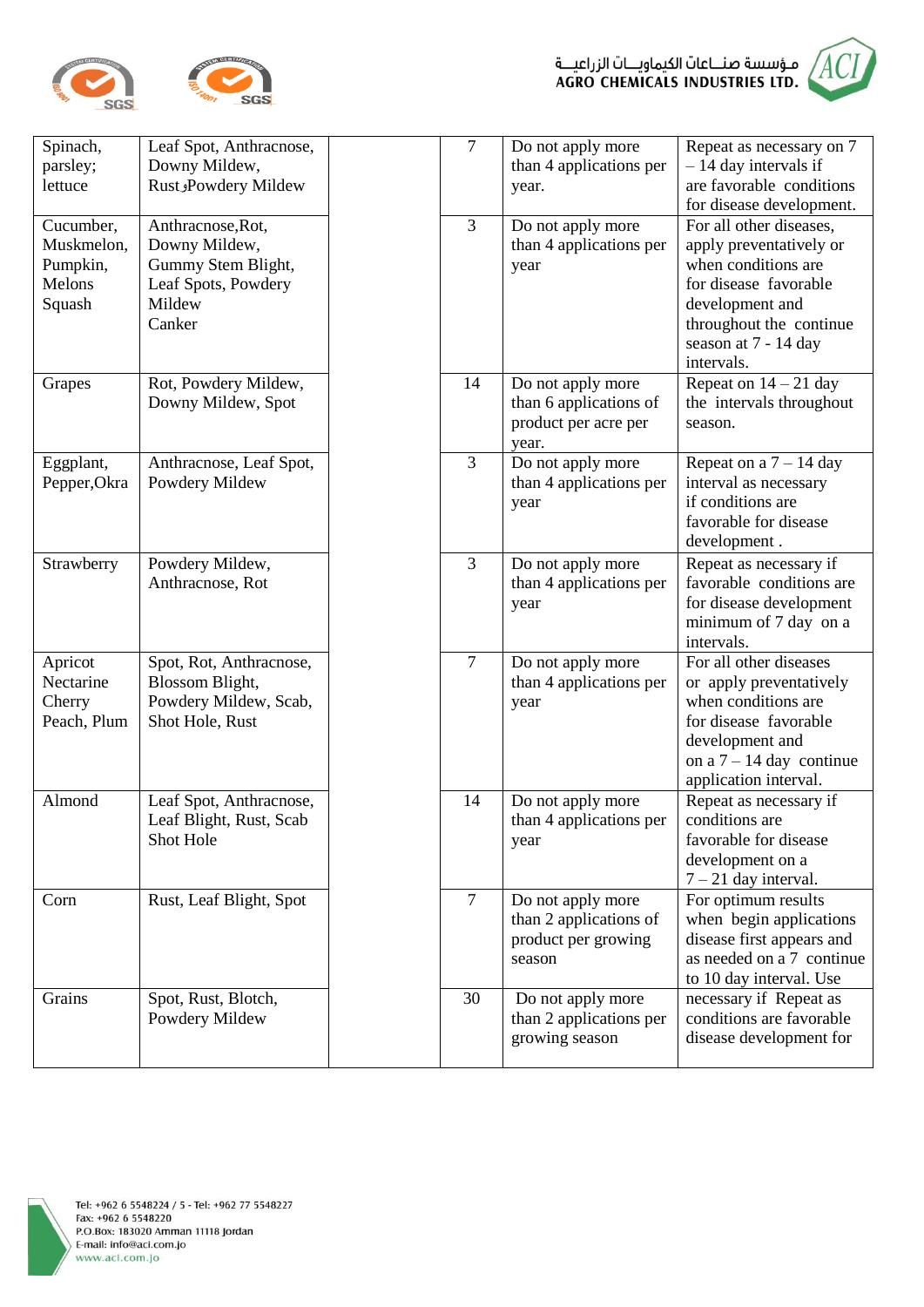| | | | | | |
|---|---|---|---|---|---|
| Spinach, parsley; lettuce | Leaf Spot, Anthracnose, Downy Mildew, Rust؛Powdery Mildew | | 7 | Do not apply more than 4 applications per year. | Repeat as necessary on 7 – 14 day intervals if are favorable conditions for disease development. |
| Cucumber, Muskmelon, Pumpkin, Melons Squash | Anthracnose,Rot, Downy Mildew, Gummy Stem Blight, Leaf Spots, Powdery Mildew Canker | | 3 | Do not apply more than 4 applications per year | For all other diseases, apply preventatively or when conditions are for disease favorable development and throughout the continue season at 7 - 14 day intervals. |
| Grapes | Rot, Powdery Mildew, Downy Mildew, Spot | | 14 | Do not apply more than 6 applications of product per acre per year. | Repeat on 14 – 21 day the intervals throughout season. |
| Eggplant, Pepper,Okra | Anthracnose, Leaf Spot, Powdery Mildew | | 3 | Do not apply more than 4 applications per year | Repeat on a 7 – 14 day interval as necessary if conditions are favorable for disease development . |
| Strawberry | Powdery Mildew, Anthracnose, Rot | | 3 | Do not apply more than 4 applications per year | Repeat as necessary if favorable conditions are for disease development minimum of 7 day on a intervals. |
| Apricot Nectarine Cherry Peach, Plum | Spot, Rot, Anthracnose, Blossom Blight, Powdery Mildew, Scab, Shot Hole, Rust | | 7 | Do not apply more than 4 applications per year | For all other diseases or apply preventatively when conditions are for disease favorable development and on a 7 – 14 day continue application interval. |
| Almond | Leaf Spot, Anthracnose, Leaf Blight, Rust, Scab Shot Hole | | 14 | Do not apply more than 4 applications per year | Repeat as necessary if conditions are favorable for disease development on a 7 – 21 day interval. |
| Corn | Rust, Leaf Blight, Spot | | 7 | Do not apply more than 2 applications of product per growing season | For optimum results when begin applications disease first appears and as needed on a 7 continue to 10 day interval. Use |
| Grains | Spot, Rust, Blotch, Powdery Mildew | | 30 | Do not apply more than 2 applications per growing season | necessary if Repeat as conditions are favorable disease development for |